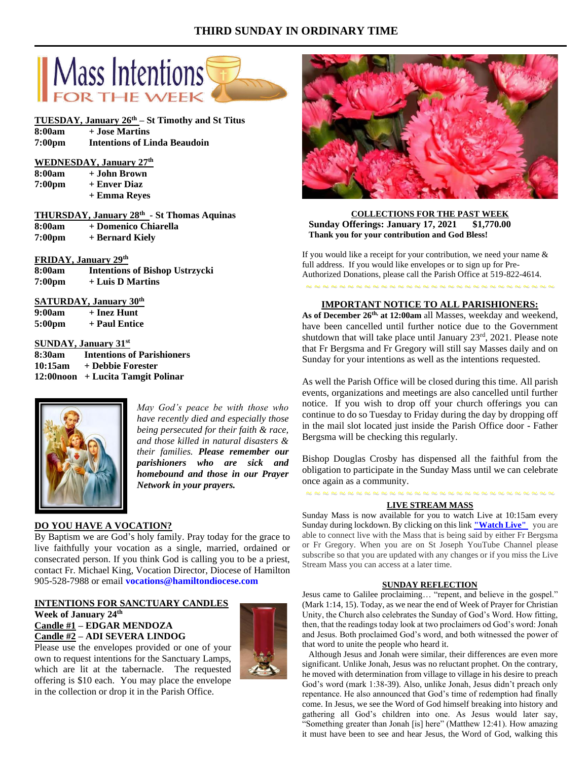# THIRD SUNDAY IN ORDINARY TIME

## Mass Intentions FOR THE WEEK

**TUESDAY, January 26th – St Timothy and St Titus**
**8:00am** **+ Jose Martins**
**7:00pm** **Intentions of Linda Beaudoin**

**WEDNESDAY, January 27th**
**8:00am** **+ John Brown**
**7:00pm** **+ Enver Diaz**
**+ Emma Reyes**

**THURSDAY, January 28th - St Thomas Aquinas**
**8:00am** **+ Domenico Chiarella**
**7:00pm** **+ Bernard Kiely**

**FRIDAY, January 29th**
**8:00am** **Intentions of Bishop Ustrzycki**
**7:00pm** **+ Luis D Martins**

**SATURDAY, January 30th**
**9:00am** **+ Inez Hunt**
**5:00pm** **+ Paul Entice**

**SUNDAY, January 31st**
**8:30am** **Intentions of Parishioners**
**10:15am** **+ Debbie Forester**
**12:00noon** **+ Lucita Tamgit Polinar**

*May God's peace be with those who have recently died and especially those being persecuted for their faith & race, and those killed in natural disasters & their families.* ***Please remember our parishioners who are sick and homebound and those in our Prayer Network in your prayers.***

**DO YOU HAVE A VOCATION?**

By Baptism we are God's holy family. Pray today for the grace to live faithfully your vocation as a single, married, ordained or consecrated person. If you think God is calling you to be a priest, contact Fr. Michael King, Vocation Director, Diocese of Hamilton 905-528-7988 or email **vocations@hamiltondiocese.com**

**INTENTIONS FOR SANCTUARY CANDLES**
**Week of January 24th**
**Candle #1 – EDGAR MENDOZA**
**Candle #2 – ADI SEVERA LINDOG**

Please use the envelopes provided or one of your own to request intentions for the Sanctuary Lamps, which are lit at the tabernacle. The requested offering is $10 each. You may place the envelope in the collection or drop it in the Parish Office.

**COLLECTIONS FOR THE PAST WEEK**
**Sunday Offerings: January 17, 2021 $1,770.00**
**Thank you for your contribution and God Bless!**

If you would like a receipt for your contribution, we need your name & full address. If you would like envelopes or to sign up for Pre-Authorized Donations, please call the Parish Office at 519-822-4614.

**IMPORTANT NOTICE TO ALL PARISHIONERS:**

**As of December 26th, at 12:00am** all Masses, weekday and weekend, have been cancelled until further notice due to the Government shutdown that will take place until January 23rd, 2021. Please note that Fr Bergsma and Fr Gregory will still say Masses daily and on Sunday for your intentions as well as the intentions requested.

As well the Parish Office will be closed during this time. All parish events, organizations and meetings are also cancelled until further notice. If you wish to drop off your church offerings you can continue to do so Tuesday to Friday during the day by dropping off in the mail slot located just inside the Parish Office door - Father Bergsma will be checking this regularly.

Bishop Douglas Crosby has dispensed all the faithful from the obligation to participate in the Sunday Mass until we can celebrate once again as a community.

**LIVE STREAM MASS**

Sunday Mass is now available for you to watch Live at 10:15am every Sunday during lockdown. By clicking on this link **"Watch Live"** you are able to connect live with the Mass that is being said by either Fr Bergsma or Fr Gregory. When you are on St Joseph YouTube Channel please subscribe so that you are updated with any changes or if you miss the Live Stream Mass you can access at a later time.

**SUNDAY REFLECTION**

Jesus came to Galilee proclaiming… "repent, and believe in the gospel." (Mark 1:14, 15). Today, as we near the end of Week of Prayer for Christian Unity, the Church also celebrates the Sunday of God's Word. How fitting, then, that the readings today look at two proclaimers od God's word: Jonah and Jesus. Both proclaimed God's word, and both witnessed the power of that word to unite the people who heard it.

Although Jesus and Jonah were similar, their differences are even more significant. Unlike Jonah, Jesus was no reluctant prophet. On the contrary, he moved with determination from village to village in his desire to preach God's word (mark 1:38-39). Also, unlike Jonah, Jesus didn't preach only repentance. He also announced that God's time of redemption had finally come. In Jesus, we see the Word of God himself breaking into history and gathering all God's children into one. As Jesus would later say, "Something greater than Jonah [is] here" (Matthew 12:41). How amazing it must have been to see and hear Jesus, the Word of God, walking this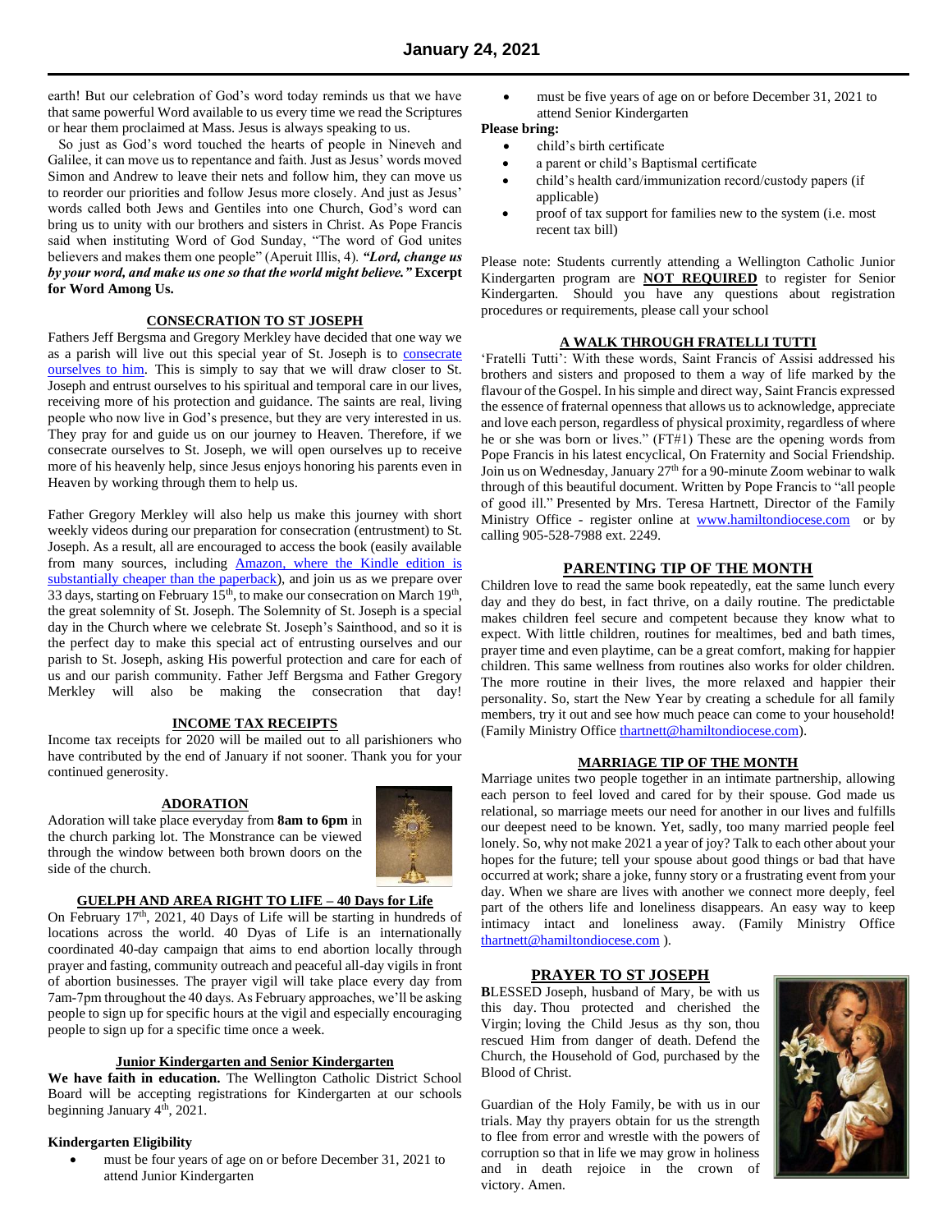earth! But our celebration of God's word today reminds us that we have that same powerful Word available to us every time we read the Scriptures or hear them proclaimed at Mass. Jesus is always speaking to us.

So just as God's word touched the hearts of people in Nineveh and Galilee, it can move us to repentance and faith. Just as Jesus' words moved Simon and Andrew to leave their nets and follow him, they can move us to reorder our priorities and follow Jesus more closely. And just as Jesus' words called both Jews and Gentiles into one Church, God's word can bring us to unity with our brothers and sisters in Christ. As Pope Francis said when instituting Word of God Sunday, "The word of God unites believers and makes them one people" (Aperuit Illis, 4). ***"Lord, change us by your word, and make us one so that the world might believe."*** **Excerpt for Word Among Us.**

## CONSECRATION TO ST JOSEPH

Fathers Jeff Bergsma and Gregory Merkley have decided that one way we as a parish will live out this special year of St. Joseph is to consecrate ourselves to him. This is simply to say that we will draw closer to St. Joseph and entrust ourselves to his spiritual and temporal care in our lives, receiving more of his protection and guidance. The saints are real, living people who now live in God's presence, but they are very interested in us. They pray for and guide us on our journey to Heaven. Therefore, if we consecrate ourselves to St. Joseph, we will open ourselves up to receive more of his heavenly help, since Jesus enjoys honoring his parents even in Heaven by working through them to help us.

Father Gregory Merkley will also help us make this journey with short weekly videos during our preparation for consecration (entrustment) to St. Joseph. As a result, all are encouraged to access the book (easily available from many sources, including Amazon, where the Kindle edition is substantially cheaper than the paperback), and join us as we prepare over 33 days, starting on February 15th, to make our consecration on March 19th, the great solemnity of St. Joseph. The Solemnity of St. Joseph is a special day in the Church where we celebrate St. Joseph's Sainthood, and so it is the perfect day to make this special act of entrusting ourselves and our parish to St. Joseph, asking His powerful protection and care for each of us and our parish community. Father Jeff Bergsma and Father Gregory Merkley will also be making the consecration that day!

## INCOME TAX RECEIPTS

Income tax receipts for 2020 will be mailed out to all parishioners who have contributed by the end of January if not sooner. Thank you for your continued generosity.

## ADORATION

Adoration will take place everyday from **8am to 6pm** in the church parking lot. The Monstrance can be viewed through the window between both brown doors on the side of the church.

## GUELPH AND AREA RIGHT TO LIFE – 40 Days for Life

On February 17th, 2021, 40 Days of Life will be starting in hundreds of locations across the world. 40 Dyas of Life is an internationally coordinated 40-day campaign that aims to end abortion locally through prayer and fasting, community outreach and peaceful all-day vigils in front of abortion businesses. The prayer vigil will take place every day from 7am-7pm throughout the 40 days. As February approaches, we'll be asking people to sign up for specific hours at the vigil and especially encouraging people to sign up for a specific time once a week.

## Junior Kindergarten and Senior Kindergarten

**We have faith in education.** The Wellington Catholic District School Board will be accepting registrations for Kindergarten at our schools beginning January 4th, 2021.

**Kindergarten Eligibility**

- must be four years of age on or before December 31, 2021 to attend Junior Kindergarten
- must be five years of age on or before December 31, 2021 to attend Senior Kindergarten

**Please bring:**

- child's birth certificate
- a parent or child's Baptismal certificate
- child's health card/immunization record/custody papers (if applicable)
- proof of tax support for families new to the system (i.e. most recent tax bill)

Please note: Students currently attending a Wellington Catholic Junior Kindergarten program are **NOT REQUIRED** to register for Senior Kindergarten. Should you have any questions about registration procedures or requirements, please call your school

## A WALK THROUGH FRATELLI TUTTI

'Fratelli Tutti': With these words, Saint Francis of Assisi addressed his brothers and sisters and proposed to them a way of life marked by the flavour of the Gospel. In his simple and direct way, Saint Francis expressed the essence of fraternal openness that allows us to acknowledge, appreciate and love each person, regardless of physical proximity, regardless of where he or she was born or lives." (FT#1) These are the opening words from Pope Francis in his latest encyclical, On Fraternity and Social Friendship. Join us on Wednesday, January 27th for a 90-minute Zoom webinar to walk through of this beautiful document. Written by Pope Francis to "all people of good ill." Presented by Mrs. Teresa Hartnett, Director of the Family Ministry Office - register online at www.hamiltondiocese.com or by calling 905-528-7988 ext. 2249.

## PARENTING TIP OF THE MONTH

Children love to read the same book repeatedly, eat the same lunch every day and they do best, in fact thrive, on a daily routine. The predictable makes children feel secure and competent because they know what to expect. With little children, routines for mealtimes, bed and bath times, prayer time and even playtime, can be a great comfort, making for happier children. This same wellness from routines also works for older children. The more routine in their lives, the more relaxed and happier their personality. So, start the New Year by creating a schedule for all family members, try it out and see how much peace can come to your household! (Family Ministry Office thartnett@hamiltondiocese.com).

## MARRIAGE TIP OF THE MONTH

Marriage unites two people together in an intimate partnership, allowing each person to feel loved and cared for by their spouse. God made us relational, so marriage meets our need for another in our lives and fulfills our deepest need to be known. Yet, sadly, too many married people feel lonely. So, why not make 2021 a year of joy? Talk to each other about your hopes for the future; tell your spouse about good things or bad that have occurred at work; share a joke, funny story or a frustrating event from your day. When we share are lives with another we connect more deeply, feel part of the others life and loneliness disappears. An easy way to keep intimacy intact and loneliness away. (Family Ministry Office thartnett@hamiltondiocese.com ).

## PRAYER TO ST JOSEPH

**B**LESSED Joseph, husband of Mary, be with us this day. Thou protected and cherished the Virgin; loving the Child Jesus as thy son, thou rescued Him from danger of death. Defend the Church, the Household of God, purchased by the Blood of Christ.

Guardian of the Holy Family, be with us in our trials. May thy prayers obtain for us the strength to flee from error and wrestle with the powers of corruption so that in life we may grow in holiness and in death rejoice in the crown of victory. Amen.